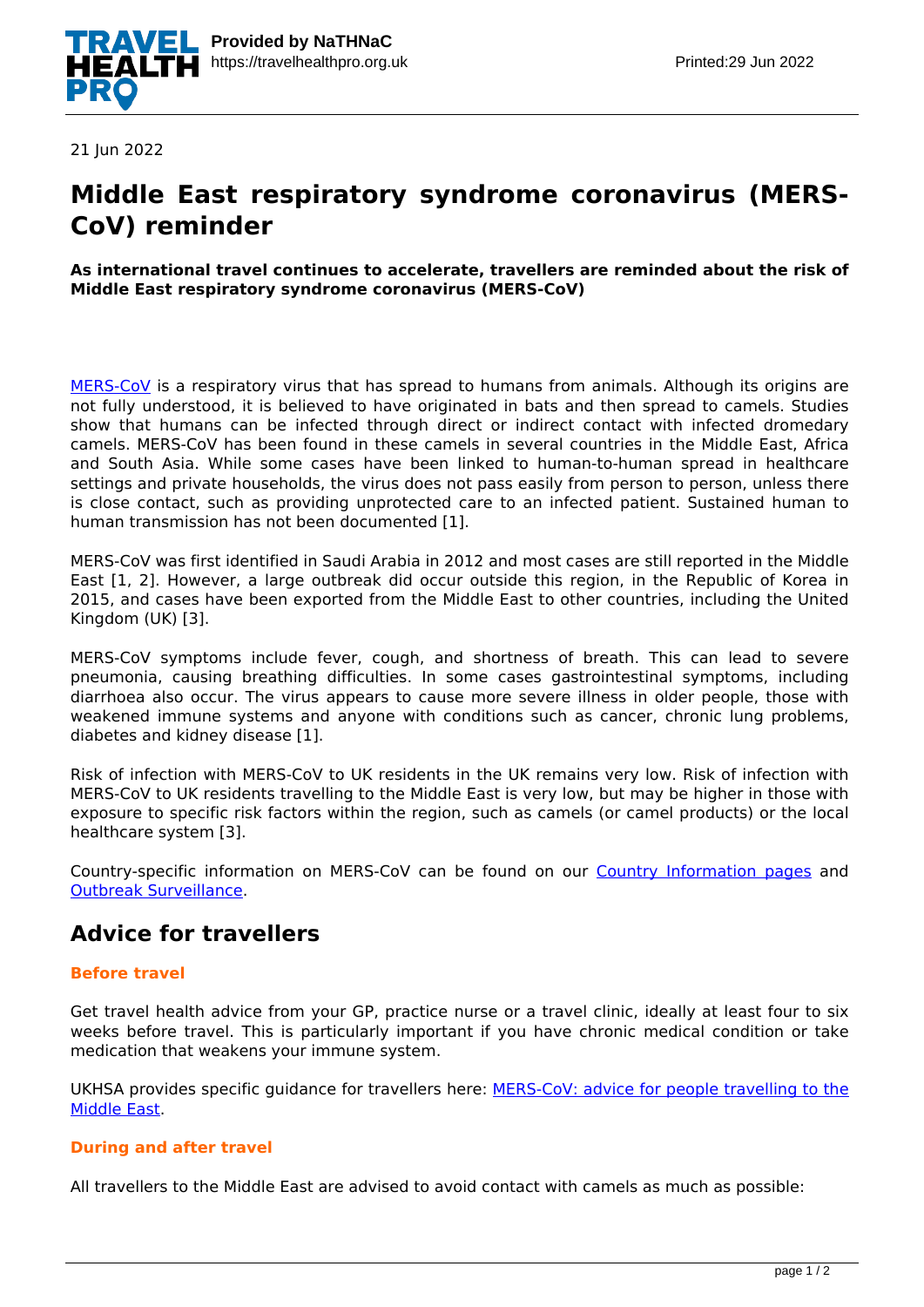21 Jun 2022

# Middle East respiratory syndrome coronavirus (MERS-CoV) reminder

**As international travel continues to accelerate, travellers are reminded about the risk of Middle East respiratory syndrome coronavirus (MERS-CoV)**

MERS-CoV is a respiratory virus that has spread to humans from animals. Although its origins are not fully understood, it is believed to have originated in bats and then spread to camels. Studies show that humans can be infected through direct or indirect contact with infected dromedary camels. MERS-CoV has been found in these camels in several countries in the Middle East, Africa and South Asia. While some cases have been linked to human-to-human spread in healthcare settings and private households, the virus does not pass easily from person to person, unless there is close contact, such as providing unprotected care to an infected patient. Sustained human to human transmission has not been documented [1].

MERS-CoV was first identified in Saudi Arabia in 2012 and most cases are still reported in the Middle East [1, 2]. However, a large outbreak did occur outside this region, in the Republic of Korea in 2015, and cases have been exported from the Middle East to other countries, including the United Kingdom (UK) [3].

MERS-CoV symptoms include fever, cough, and shortness of breath. This can lead to severe pneumonia, causing breathing difficulties. In some cases gastrointestinal symptoms, including diarrhoea also occur. The virus appears to cause more severe illness in older people, those with weakened immune systems and anyone with conditions such as cancer, chronic lung problems, diabetes and kidney disease [1].

Risk of infection with MERS-CoV to UK residents in the UK remains very low. Risk of infection with MERS-CoV to UK residents travelling to the Middle East is very low, but may be higher in those with exposure to specific risk factors within the region, such as camels (or camel products) or the local healthcare system [3].

Country-specific information on MERS-CoV can be found on our Country Information pages and Outbreak Surveillance.

## Advice for travellers

### Before travel

Get travel health advice from your GP, practice nurse or a travel clinic, ideally at least four to six weeks before travel. This is particularly important if you have chronic medical condition or take medication that weakens your immune system.

UKHSA provides specific guidance for travellers here: MERS-CoV: advice for people travelling to the Middle East.

### During and after travel

All travellers to the Middle East are advised to avoid contact with camels as much as possible: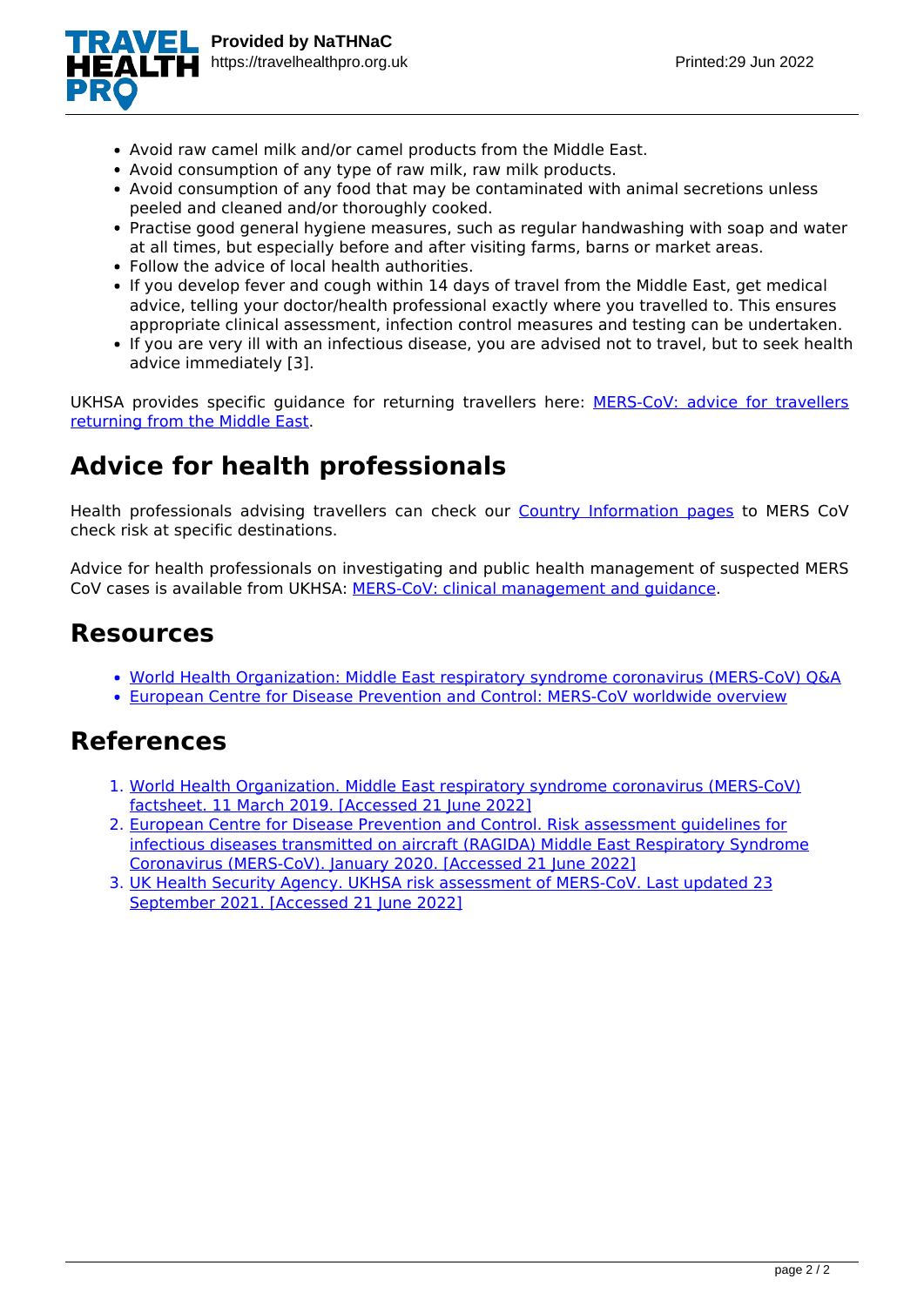- Avoid raw camel milk and/or camel products from the Middle East.
- Avoid consumption of any type of raw milk, raw milk products.
- Avoid consumption of any food that may be contaminated with animal secretions unless peeled and cleaned and/or thoroughly cooked.
- Practise good general hygiene measures, such as regular handwashing with soap and water at all times, but especially before and after visiting farms, barns or market areas.
- Follow the advice of local health authorities.
- If you develop fever and cough within 14 days of travel from the Middle East, get medical advice, telling your doctor/health professional exactly where you travelled to. This ensures appropriate clinical assessment, infection control measures and testing can be undertaken.
- If you are very ill with an infectious disease, you are advised not to travel, but to seek health advice immediately [3].

UKHSA provides specific guidance for returning travellers here: MERS-CoV: advice for travellers returning from the Middle East.

## Advice for health professionals

Health professionals advising travellers can check our Country Information pages to MERS CoV check risk at specific destinations.

Advice for health professionals on investigating and public health management of suspected MERS CoV cases is available from UKHSA: MERS-CoV: clinical management and guidance.

## Resources

- World Health Organization: Middle East respiratory syndrome coronavirus (MERS-CoV) Q&A
- European Centre for Disease Prevention and Control: MERS-CoV worldwide overview

## References

1. World Health Organization. Middle East respiratory syndrome coronavirus (MERS-CoV) factsheet. 11 March 2019. [Accessed 21 June 2022]
2. European Centre for Disease Prevention and Control. Risk assessment guidelines for infectious diseases transmitted on aircraft (RAGIDA) Middle East Respiratory Syndrome Coronavirus (MERS-CoV). January 2020. [Accessed 21 June 2022]
3. UK Health Security Agency. UKHSA risk assessment of MERS-CoV. Last updated 23 September 2021. [Accessed 21 June 2022]